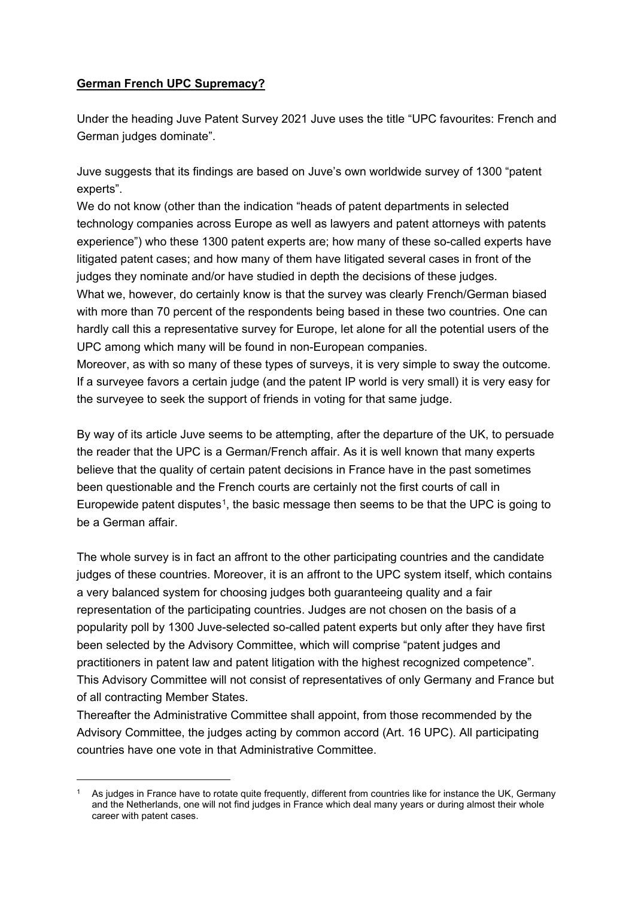**<u>German French UPC Supremacy?</u>**

Under the heading Juve Patent Survey 2021 Juve uses the title "UPC favourites: French and German judges dominate".

Juve suggests that its findings are based on Juve's own worldwide survey of 1300 "patent experts".

We do not know (other than the indication "heads of patent departments in selected technology companies across Europe as well as lawyers and patent attorneys with patents experience") who these 1300 patent experts are; how many of these so-called experts have litigated patent cases; and how many of them have litigated several cases in front of the judges they nominate and/or have studied in depth the decisions of these judges.

What we, however, do certainly know is that the survey was clearly French/German biased with more than 70 percent of the respondents being based in these two countries. One can hardly call this a representative survey for Europe, let alone for all the potential users of the UPC among which many will be found in non-European companies.

Moreover, as with so many of these types of surveys, it is very simple to sway the outcome. If a surveyee favors a certain judge (and the patent IP world is very small) it is very easy for the surveyee to seek the support of friends in voting for that same judge.

By way of its article Juve seems to be attempting, after the departure of the UK, to persuade the reader that the UPC is a German/French affair. As it is well known that many experts believe that the quality of certain patent decisions in France have in the past sometimes been questionable and the French courts are certainly not the first courts of call in Europewide patent disputes[1], the basic message then seems to be that the UPC is going to be a German affair.

The whole survey is in fact an affront to the other participating countries and the candidate judges of these countries. Moreover, it is an affront to the UPC system itself, which contains a very balanced system for choosing judges both guaranteeing quality and a fair representation of the participating countries. Judges are not chosen on the basis of a popularity poll by 1300 Juve-selected so-called patent experts but only after they have first been selected by the Advisory Committee, which will comprise "patent judges and practitioners in patent law and patent litigation with the highest recognized competence". This Advisory Committee will not consist of representatives of only Germany and France but of all contracting Member States.

Thereafter the Administrative Committee shall appoint, from those recommended by the Advisory Committee, the judges acting by common accord (Art. 16 UPC). All participating countries have one vote in that Administrative Committee.

---

[1] As judges in France have to rotate quite frequently, different from countries like for instance the UK, Germany and the Netherlands, one will not find judges in France which deal many years or during almost their whole career with patent cases.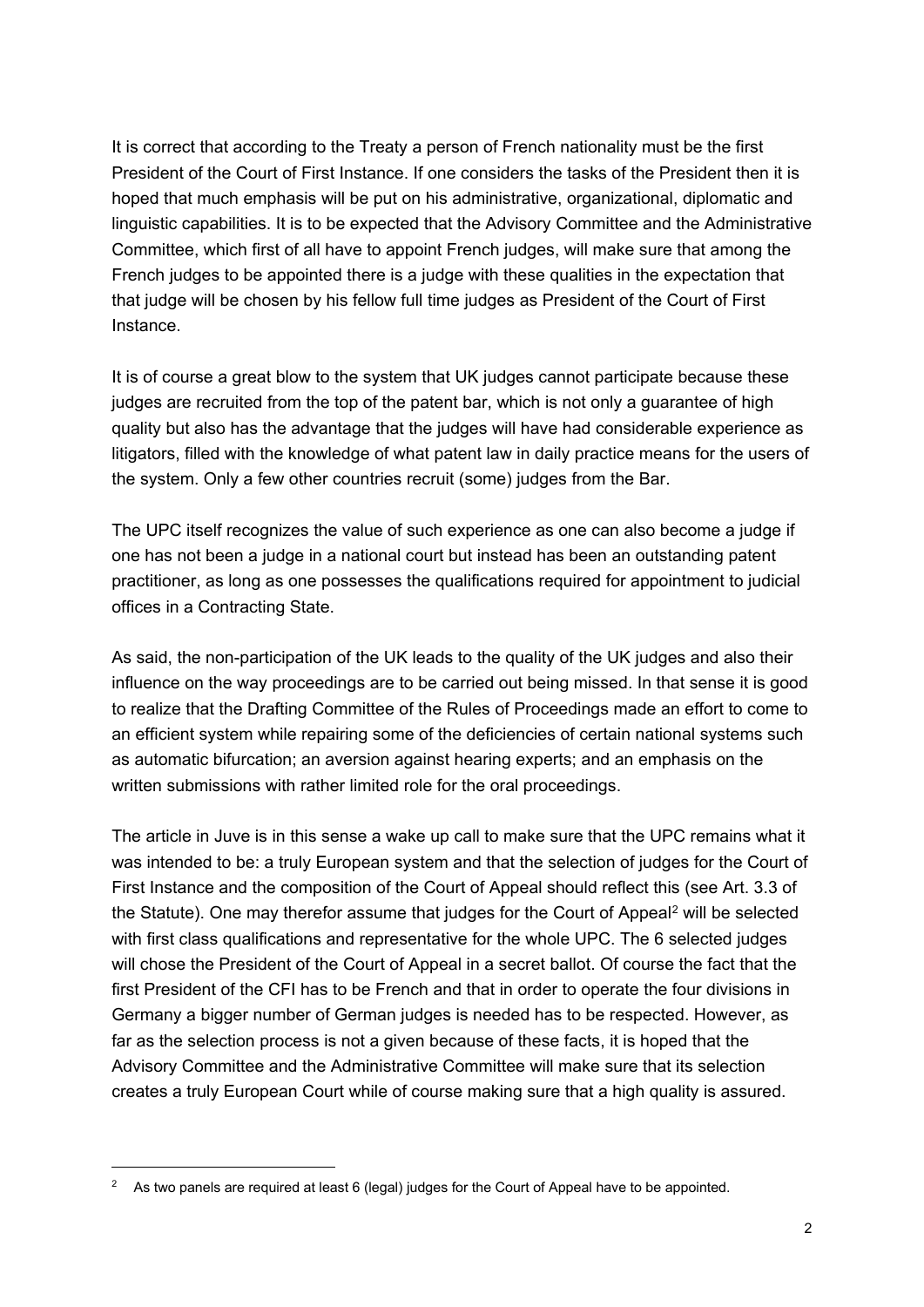It is correct that according to the Treaty a person of French nationality must be the first President of the Court of First Instance. If one considers the tasks of the President then it is hoped that much emphasis will be put on his administrative, organizational, diplomatic and linguistic capabilities. It is to be expected that the Advisory Committee and the Administrative Committee, which first of all have to appoint French judges, will make sure that among the French judges to be appointed there is a judge with these qualities in the expectation that that judge will be chosen by his fellow full time judges as President of the Court of First Instance.

It is of course a great blow to the system that UK judges cannot participate because these judges are recruited from the top of the patent bar, which is not only a guarantee of high quality but also has the advantage that the judges will have had considerable experience as litigators, filled with the knowledge of what patent law in daily practice means for the users of the system. Only a few other countries recruit (some) judges from the Bar.

The UPC itself recognizes the value of such experience as one can also become a judge if one has not been a judge in a national court but instead has been an outstanding patent practitioner, as long as one possesses the qualifications required for appointment to judicial offices in a Contracting State.

As said, the non-participation of the UK leads to the quality of the UK judges and also their influence on the way proceedings are to be carried out being missed. In that sense it is good to realize that the Drafting Committee of the Rules of Proceedings made an effort to come to an efficient system while repairing some of the deficiencies of certain national systems such as automatic bifurcation; an aversion against hearing experts; and an emphasis on the written submissions with rather limited role for the oral proceedings.

The article in Juve is in this sense a wake up call to make sure that the UPC remains what it was intended to be: a truly European system and that the selection of judges for the Court of First Instance and the composition of the Court of Appeal should reflect this (see Art. 3.3 of the Statute). One may therefor assume that judges for the Court of Appeal[2] will be selected with first class qualifications and representative for the whole UPC. The 6 selected judges will chose the President of the Court of Appeal in a secret ballot. Of course the fact that the first President of the CFI has to be French and that in order to operate the four divisions in Germany a bigger number of German judges is needed has to be respected. However, as far as the selection process is not a given because of these facts, it is hoped that the Advisory Committee and the Administrative Committee will make sure that its selection creates a truly European Court while of course making sure that a high quality is assured.

---

[2] As two panels are required at least 6 (legal) judges for the Court of Appeal have to be appointed.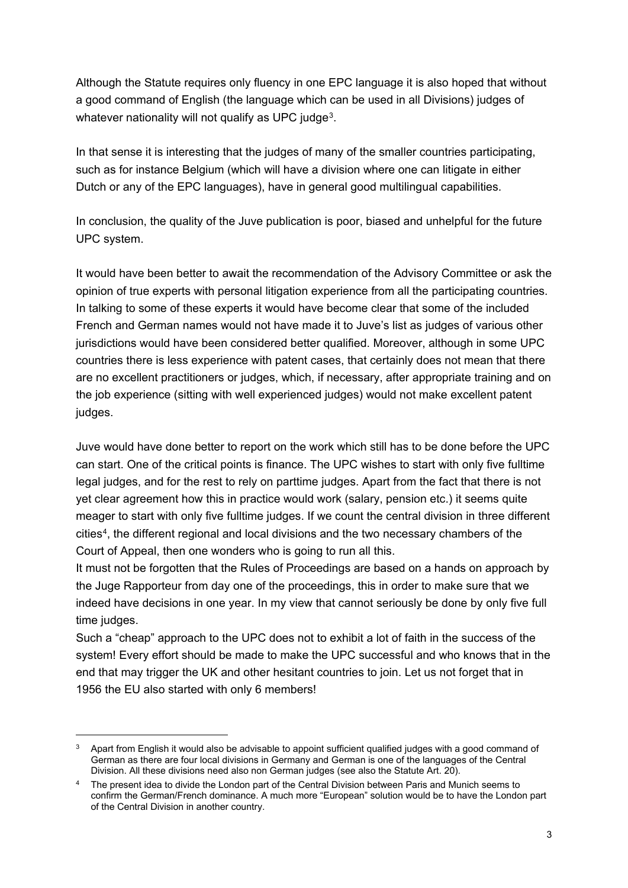Although the Statute requires only fluency in one EPC language it is also hoped that without a good command of English (the language which can be used in all Divisions) judges of whatever nationality will not qualify as UPC judge[3].

In that sense it is interesting that the judges of many of the smaller countries participating, such as for instance Belgium (which will have a division where one can litigate in either Dutch or any of the EPC languages), have in general good multilingual capabilities.

In conclusion, the quality of the Juve publication is poor, biased and unhelpful for the future UPC system.

It would have been better to await the recommendation of the Advisory Committee or ask the opinion of true experts with personal litigation experience from all the participating countries. In talking to some of these experts it would have become clear that some of the included French and German names would not have made it to Juve's list as judges of various other jurisdictions would have been considered better qualified. Moreover, although in some UPC countries there is less experience with patent cases, that certainly does not mean that there are no excellent practitioners or judges, which, if necessary, after appropriate training and on the job experience (sitting with well experienced judges) would not make excellent patent judges.

Juve would have done better to report on the work which still has to be done before the UPC can start. One of the critical points is finance. The UPC wishes to start with only five fulltime legal judges, and for the rest to rely on parttime judges. Apart from the fact that there is not yet clear agreement how this in practice would work (salary, pension etc.) it seems quite meager to start with only five fulltime judges. If we count the central division in three different cities[4], the different regional and local divisions and the two necessary chambers of the Court of Appeal, then one wonders who is going to run all this.
It must not be forgotten that the Rules of Proceedings are based on a hands on approach by the Juge Rapporteur from day one of the proceedings, this in order to make sure that we indeed have decisions in one year. In my view that cannot seriously be done by only five full time judges.
Such a "cheap" approach to the UPC does not to exhibit a lot of faith in the success of the system! Every effort should be made to make the UPC successful and who knows that in the end that may trigger the UK and other hesitant countries to join. Let us not forget that in 1956 the EU also started with only 6 members!

---

[3] Apart from English it would also be advisable to appoint sufficient qualified judges with a good command of German as there are four local divisions in Germany and German is one of the languages of the Central Division. All these divisions need also non German judges (see also the Statute Art. 20).

[4] The present idea to divide the London part of the Central Division between Paris and Munich seems to confirm the German/French dominance. A much more "European" solution would be to have the London part of the Central Division in another country.